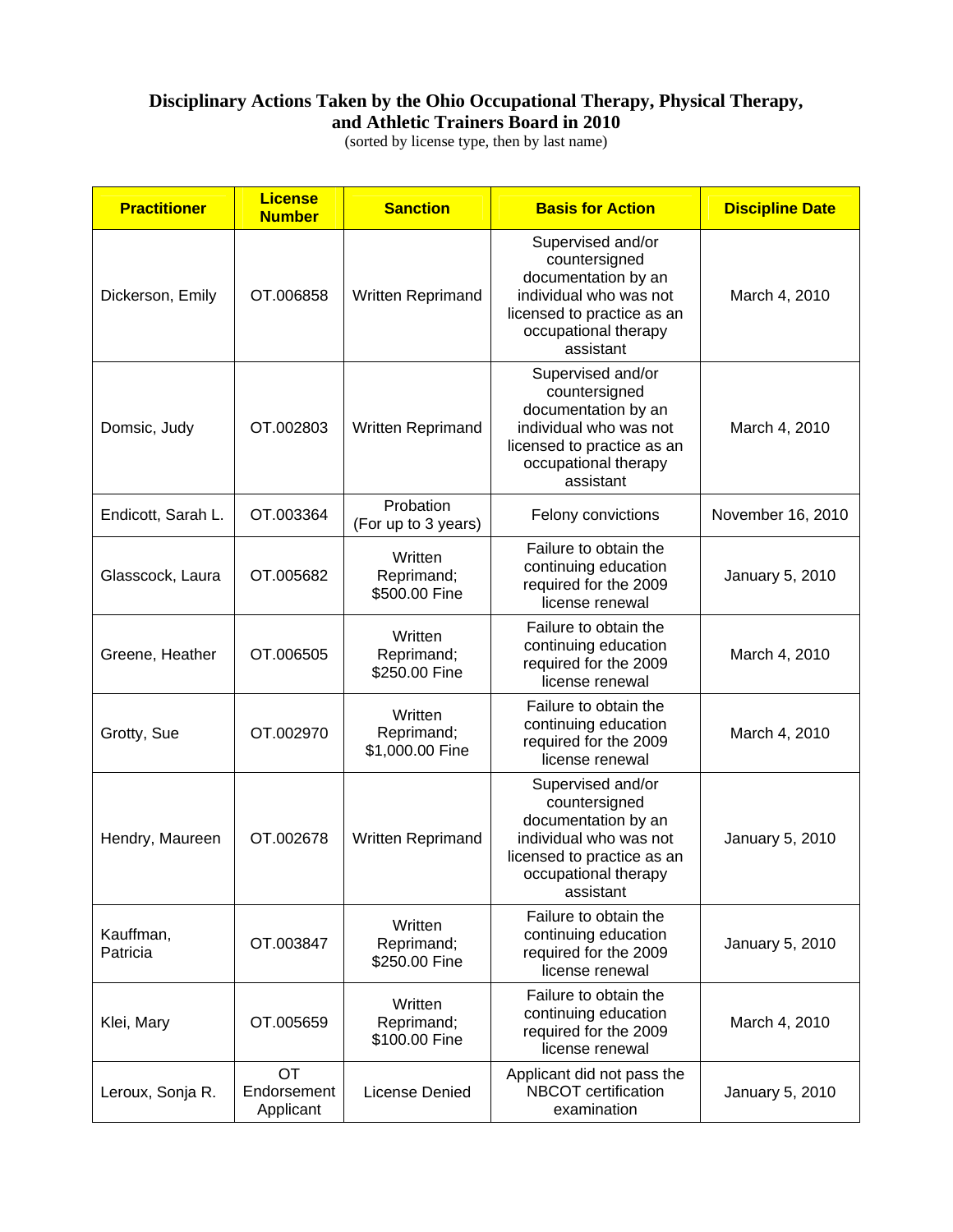# Disciplinary Actions Taken by the Ohio Occupational Therapy, Physical Therapy, and Athletic Trainers Board in 2010

(sorted by license type, then by last name)

| Practitioner | License Number | Sanction | Basis for Action | Discipline Date |
|---|---|---|---|---|
| Dickerson, Emily | OT.006858 | Written Reprimand | Supervised and/or countersigned documentation by an individual who was not licensed to practice as an occupational therapy assistant | March 4, 2010 |
| Domsic, Judy | OT.002803 | Written Reprimand | Supervised and/or countersigned documentation by an individual who was not licensed to practice as an occupational therapy assistant | March 4, 2010 |
| Endicott, Sarah L. | OT.003364 | Probation (For up to 3 years) | Felony convictions | November 16, 2010 |
| Glasscock, Laura | OT.005682 | Written Reprimand; $500.00 Fine | Failure to obtain the continuing education required for the 2009 license renewal | January 5, 2010 |
| Greene, Heather | OT.006505 | Written Reprimand; $250.00 Fine | Failure to obtain the continuing education required for the 2009 license renewal | March 4, 2010 |
| Grotty, Sue | OT.002970 | Written Reprimand; $1,000.00 Fine | Failure to obtain the continuing education required for the 2009 license renewal | March 4, 2010 |
| Hendry, Maureen | OT.002678 | Written Reprimand | Supervised and/or countersigned documentation by an individual who was not licensed to practice as an occupational therapy assistant | January 5, 2010 |
| Kauffman, Patricia | OT.003847 | Written Reprimand; $250.00 Fine | Failure to obtain the continuing education required for the 2009 license renewal | January 5, 2010 |
| Klei, Mary | OT.005659 | Written Reprimand; $100.00 Fine | Failure to obtain the continuing education required for the 2009 license renewal | March 4, 2010 |
| Leroux, Sonja R. | OT Endorsement Applicant | License Denied | Applicant did not pass the NBCOT certification examination | January 5, 2010 |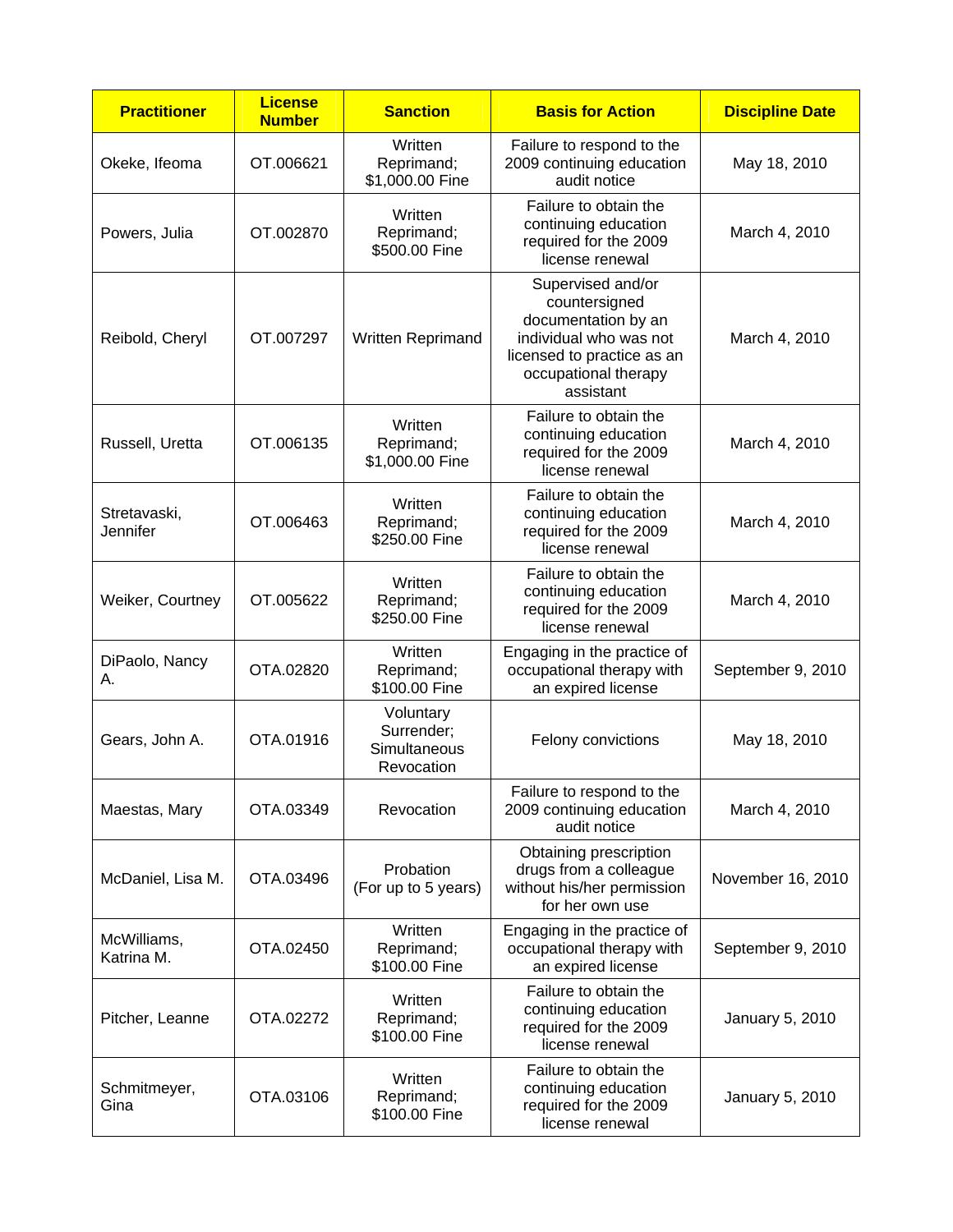| Practitioner | License Number | Sanction | Basis for Action | Discipline Date |
|---|---|---|---|---|
| Okeke, Ifeoma | OT.006621 | Written Reprimand; $1,000.00 Fine | Failure to respond to the 2009 continuing education audit notice | May 18, 2010 |
| Powers, Julia | OT.002870 | Written Reprimand; $500.00 Fine | Failure to obtain the continuing education required for the 2009 license renewal | March 4, 2010 |
| Reibold, Cheryl | OT.007297 | Written Reprimand | Supervised and/or countersigned documentation by an individual who was not licensed to practice as an occupational therapy assistant | March 4, 2010 |
| Russell, Uretta | OT.006135 | Written Reprimand; $1,000.00 Fine | Failure to obtain the continuing education required for the 2009 license renewal | March 4, 2010 |
| Stretavaski, Jennifer | OT.006463 | Written Reprimand; $250.00 Fine | Failure to obtain the continuing education required for the 2009 license renewal | March 4, 2010 |
| Weiker, Courtney | OT.005622 | Written Reprimand; $250.00 Fine | Failure to obtain the continuing education required for the 2009 license renewal | March 4, 2010 |
| DiPaolo, Nancy A. | OTA.02820 | Written Reprimand; $100.00 Fine | Engaging in the practice of occupational therapy with an expired license | September 9, 2010 |
| Gears, John A. | OTA.01916 | Voluntary Surrender; Simultaneous Revocation | Felony convictions | May 18, 2010 |
| Maestas, Mary | OTA.03349 | Revocation | Failure to respond to the 2009 continuing education audit notice | March 4, 2010 |
| McDaniel, Lisa M. | OTA.03496 | Probation (For up to 5 years) | Obtaining prescription drugs from a colleague without his/her permission for her own use | November 16, 2010 |
| McWilliams, Katrina M. | OTA.02450 | Written Reprimand; $100.00 Fine | Engaging in the practice of occupational therapy with an expired license | September 9, 2010 |
| Pitcher, Leanne | OTA.02272 | Written Reprimand; $100.00 Fine | Failure to obtain the continuing education required for the 2009 license renewal | January 5, 2010 |
| Schmitmeyer, Gina | OTA.03106 | Written Reprimand; $100.00 Fine | Failure to obtain the continuing education required for the 2009 license renewal | January 5, 2010 |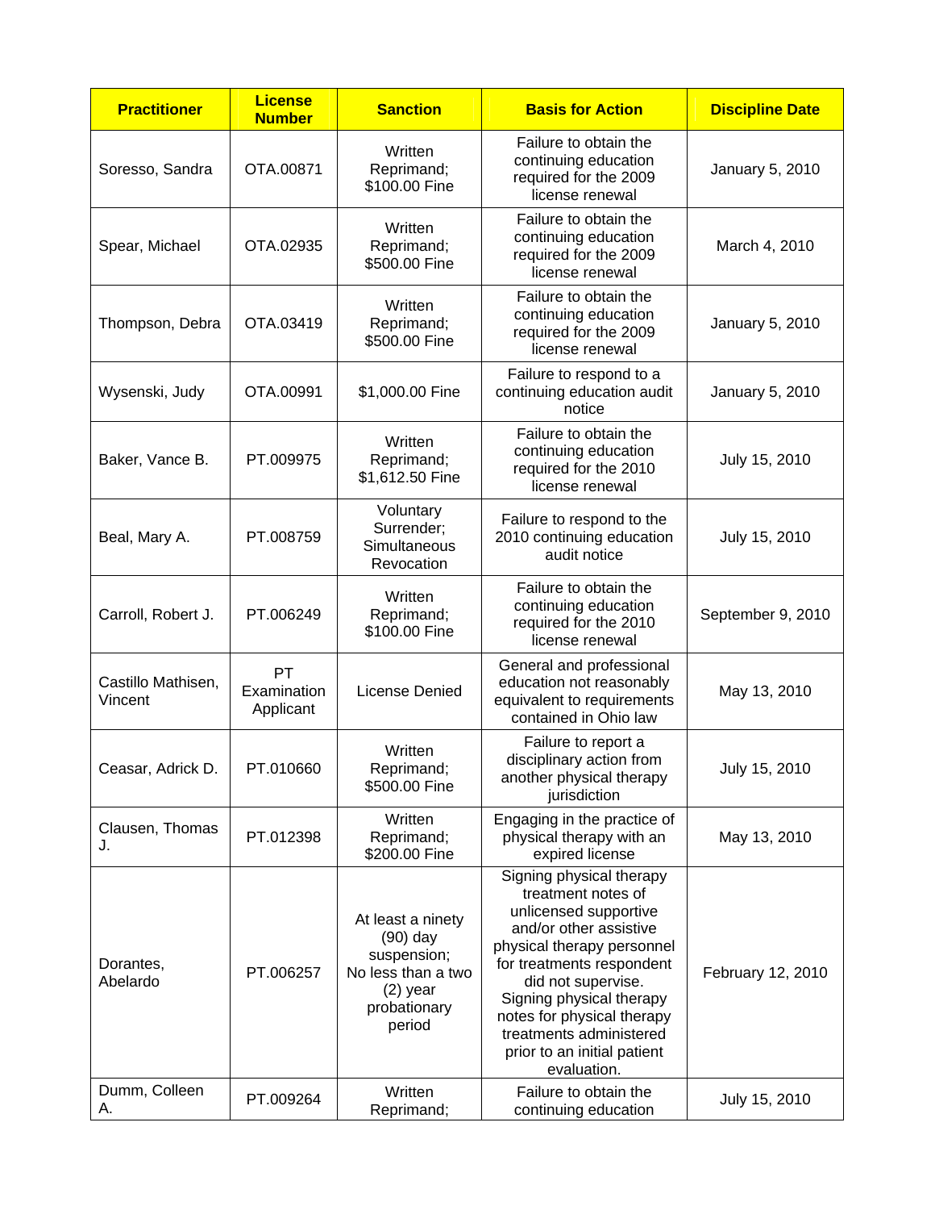| Practitioner | License Number | Sanction | Basis for Action | Discipline Date |
|---|---|---|---|---|
| Soresso, Sandra | OTA.00871 | Written Reprimand; $100.00 Fine | Failure to obtain the continuing education required for the 2009 license renewal | January 5, 2010 |
| Spear, Michael | OTA.02935 | Written Reprimand; $500.00 Fine | Failure to obtain the continuing education required for the 2009 license renewal | March 4, 2010 |
| Thompson, Debra | OTA.03419 | Written Reprimand; $500.00 Fine | Failure to obtain the continuing education required for the 2009 license renewal | January 5, 2010 |
| Wysenski, Judy | OTA.00991 | $1,000.00 Fine | Failure to respond to a continuing education audit notice | January 5, 2010 |
| Baker, Vance B. | PT.009975 | Written Reprimand; $1,612.50 Fine | Failure to obtain the continuing education required for the 2010 license renewal | July 15, 2010 |
| Beal, Mary A. | PT.008759 | Voluntary Surrender; Simultaneous Revocation | Failure to respond to the 2010 continuing education audit notice | July 15, 2010 |
| Carroll, Robert J. | PT.006249 | Written Reprimand; $100.00 Fine | Failure to obtain the continuing education required for the 2010 license renewal | September 9, 2010 |
| Castillo Mathisen, Vincent | PT Examination Applicant | License Denied | General and professional education not reasonably equivalent to requirements contained in Ohio law | May 13, 2010 |
| Ceasar, Adrick D. | PT.010660 | Written Reprimand; $500.00 Fine | Failure to report a disciplinary action from another physical therapy jurisdiction | July 15, 2010 |
| Clausen, Thomas J. | PT.012398 | Written Reprimand; $200.00 Fine | Engaging in the practice of physical therapy with an expired license | May 13, 2010 |
| Dorantes, Abelardo | PT.006257 | At least a ninety (90) day suspension; No less than a two (2) year probationary period | Signing physical therapy treatment notes of unlicensed supportive and/or other assistive physical therapy personnel for treatments respondent did not supervise. Signing physical therapy notes for physical therapy treatments administered prior to an initial patient evaluation. | February 12, 2010 |
| Dumm, Colleen A. | PT.009264 | Written Reprimand; | Failure to obtain the continuing education | July 15, 2010 |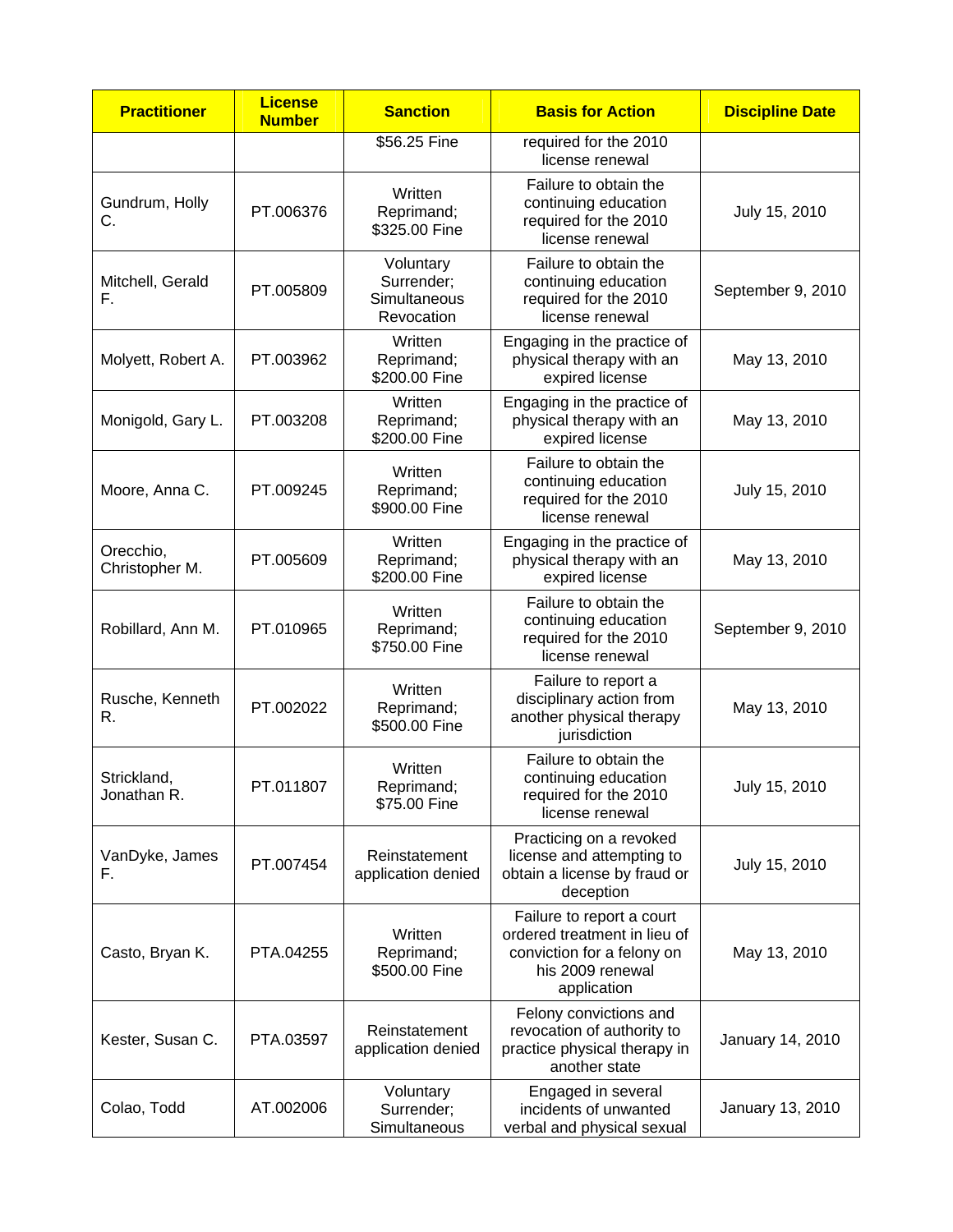| Practitioner | License Number | Sanction | Basis for Action | Discipline Date |
|---|---|---|---|---|
| | | $56.25 Fine | required for the 2010 license renewal | |
| Gundrum, Holly C. | PT.006376 | Written Reprimand; $325.00 Fine | Failure to obtain the continuing education required for the 2010 license renewal | July 15, 2010 |
| Mitchell, Gerald F. | PT.005809 | Voluntary Surrender; Simultaneous Revocation | Failure to obtain the continuing education required for the 2010 license renewal | September 9, 2010 |
| Molyett, Robert A. | PT.003962 | Written Reprimand; $200.00 Fine | Engaging in the practice of physical therapy with an expired license | May 13, 2010 |
| Monigold, Gary L. | PT.003208 | Written Reprimand; $200.00 Fine | Engaging in the practice of physical therapy with an expired license | May 13, 2010 |
| Moore, Anna C. | PT.009245 | Written Reprimand; $900.00 Fine | Failure to obtain the continuing education required for the 2010 license renewal | July 15, 2010 |
| Orecchio, Christopher M. | PT.005609 | Written Reprimand; $200.00 Fine | Engaging in the practice of physical therapy with an expired license | May 13, 2010 |
| Robillard, Ann M. | PT.010965 | Written Reprimand; $750.00 Fine | Failure to obtain the continuing education required for the 2010 license renewal | September 9, 2010 |
| Rusche, Kenneth R. | PT.002022 | Written Reprimand; $500.00 Fine | Failure to report a disciplinary action from another physical therapy jurisdiction | May 13, 2010 |
| Strickland, Jonathan R. | PT.011807 | Written Reprimand; $75.00 Fine | Failure to obtain the continuing education required for the 2010 license renewal | July 15, 2010 |
| VanDyke, James F. | PT.007454 | Reinstatement application denied | Practicing on a revoked license and attempting to obtain a license by fraud or deception | July 15, 2010 |
| Casto, Bryan K. | PTA.04255 | Written Reprimand; $500.00 Fine | Failure to report a court ordered treatment in lieu of conviction for a felony on his 2009 renewal application | May 13, 2010 |
| Kester, Susan C. | PTA.03597 | Reinstatement application denied | Felony convictions and revocation of authority to practice physical therapy in another state | January 14, 2010 |
| Colao, Todd | AT.002006 | Voluntary Surrender; Simultaneous | Engaged in several incidents of unwanted verbal and physical sexual | January 13, 2010 |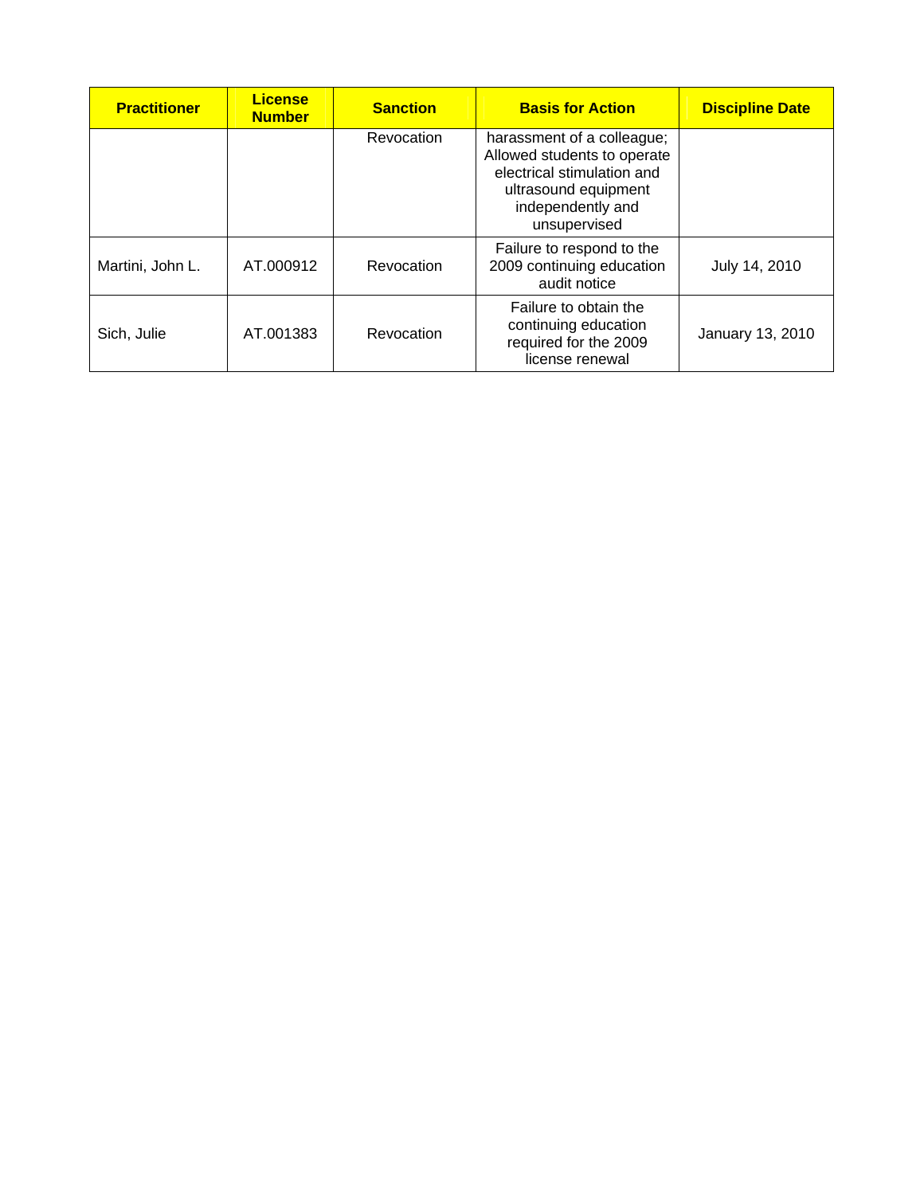| Practitioner | License Number | Sanction | Basis for Action | Discipline Date |
|---|---|---|---|---|
| | | Revocation | harassment of a colleague; Allowed students to operate electrical stimulation and ultrasound equipment independently and unsupervised | |
| Martini, John L. | AT.000912 | Revocation | Failure to respond to the 2009 continuing education audit notice | July 14, 2010 |
| Sich, Julie | AT.001383 | Revocation | Failure to obtain the continuing education required for the 2009 license renewal | January 13, 2010 |